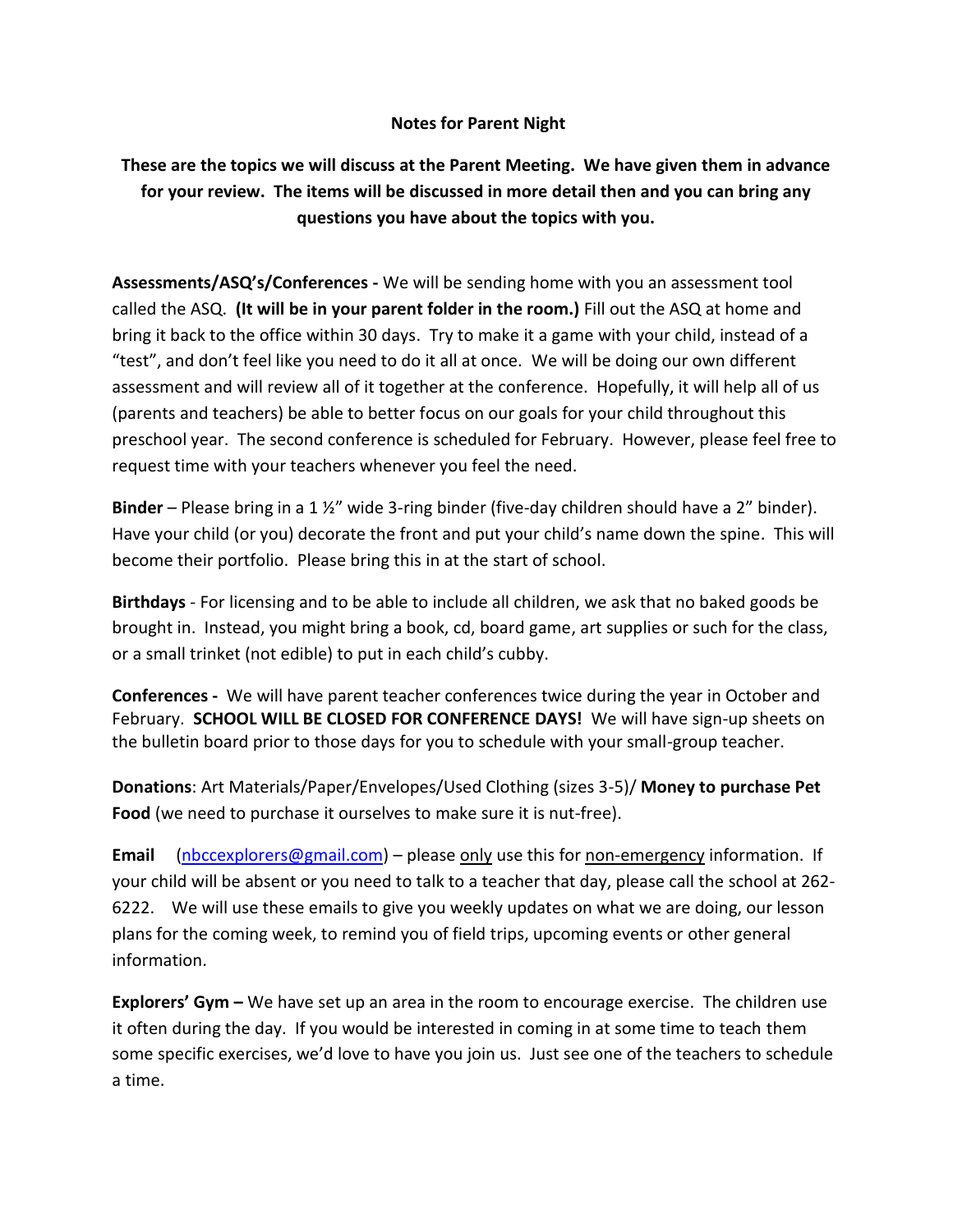**Notes for Parent Night**

**These are the topics we will discuss at the Parent Meeting. We have given them in advance for your review. The items will be discussed in more detail then and you can bring any questions you have about the topics with you.**

**Assessments/ASQ's/Conferences -** We will be sending home with you an assessment tool called the ASQ. **(It will be in your parent folder in the room.)** Fill out the ASQ at home and bring it back to the office within 30 days. Try to make it a game with your child, instead of a "test", and don't feel like you need to do it all at once. We will be doing our own different assessment and will review all of it together at the conference. Hopefully, it will help all of us (parents and teachers) be able to better focus on our goals for your child throughout this preschool year. The second conference is scheduled for February. However, please feel free to request time with your teachers whenever you feel the need.

**Binder** – Please bring in a 1 ½" wide 3-ring binder (five-day children should have a 2" binder). Have your child (or you) decorate the front and put your child's name down the spine. This will become their portfolio. Please bring this in at the start of school.

**Birthdays** - For licensing and to be able to include all children, we ask that no baked goods be brought in. Instead, you might bring a book, cd, board game, art supplies or such for the class, or a small trinket (not edible) to put in each child's cubby.

**Conferences -** We will have parent teacher conferences twice during the year in October and February. **SCHOOL WILL BE CLOSED FOR CONFERENCE DAYS!** We will have sign-up sheets on the bulletin board prior to those days for you to schedule with your small-group teacher.

**Donations**: Art Materials/Paper/Envelopes/Used Clothing (sizes 3-5)/ **Money to purchase Pet Food** (we need to purchase it ourselves to make sure it is nut-free).

**Email** (nbccexplorers@gmail.com) – please only use this for non-emergency information. If your child will be absent or you need to talk to a teacher that day, please call the school at 262-6222. We will use these emails to give you weekly updates on what we are doing, our lesson plans for the coming week, to remind you of field trips, upcoming events or other general information.

**Explorers' Gym –** We have set up an area in the room to encourage exercise. The children use it often during the day. If you would be interested in coming in at some time to teach them some specific exercises, we'd love to have you join us. Just see one of the teachers to schedule a time.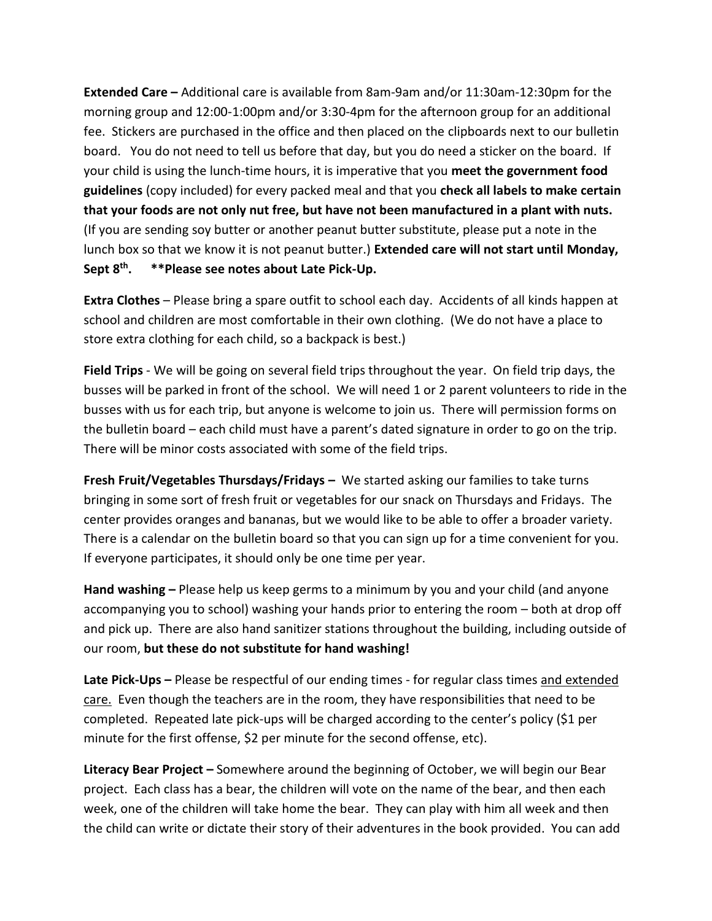**Extended Care –** Additional care is available from 8am-9am and/or 11:30am-12:30pm for the morning group and 12:00-1:00pm and/or 3:30-4pm for the afternoon group for an additional fee. Stickers are purchased in the office and then placed on the clipboards next to our bulletin board. You do not need to tell us before that day, but you do need a sticker on the board. If your child is using the lunch-time hours, it is imperative that you **meet the government food guidelines** (copy included) for every packed meal and that you **check all labels to make certain that your foods are not only nut free, but have not been manufactured in a plant with nuts.** (If you are sending soy butter or another peanut butter substitute, please put a note in the lunch box so that we know it is not peanut butter.) **Extended care will not start until Monday, Sept 8th. \*\*Please see notes about Late Pick-Up.**

**Extra Clothes** – Please bring a spare outfit to school each day. Accidents of all kinds happen at school and children are most comfortable in their own clothing. (We do not have a place to store extra clothing for each child, so a backpack is best.)

**Field Trips** - We will be going on several field trips throughout the year. On field trip days, the busses will be parked in front of the school. We will need 1 or 2 parent volunteers to ride in the busses with us for each trip, but anyone is welcome to join us. There will permission forms on the bulletin board – each child must have a parent's dated signature in order to go on the trip. There will be minor costs associated with some of the field trips.

**Fresh Fruit/Vegetables Thursdays/Fridays –** We started asking our families to take turns bringing in some sort of fresh fruit or vegetables for our snack on Thursdays and Fridays. The center provides oranges and bananas, but we would like to be able to offer a broader variety. There is a calendar on the bulletin board so that you can sign up for a time convenient for you. If everyone participates, it should only be one time per year.

**Hand washing –** Please help us keep germs to a minimum by you and your child (and anyone accompanying you to school) washing your hands prior to entering the room – both at drop off and pick up. There are also hand sanitizer stations throughout the building, including outside of our room, **but these do not substitute for hand washing!**

**Late Pick-Ups –** Please be respectful of our ending times - for regular class times <u>and extended care.</u> Even though the teachers are in the room, they have responsibilities that need to be completed. Repeated late pick-ups will be charged according to the center's policy ($1 per minute for the first offense, $2 per minute for the second offense, etc).

**Literacy Bear Project –** Somewhere around the beginning of October, we will begin our Bear project. Each class has a bear, the children will vote on the name of the bear, and then each week, one of the children will take home the bear. They can play with him all week and then the child can write or dictate their story of their adventures in the book provided. You can add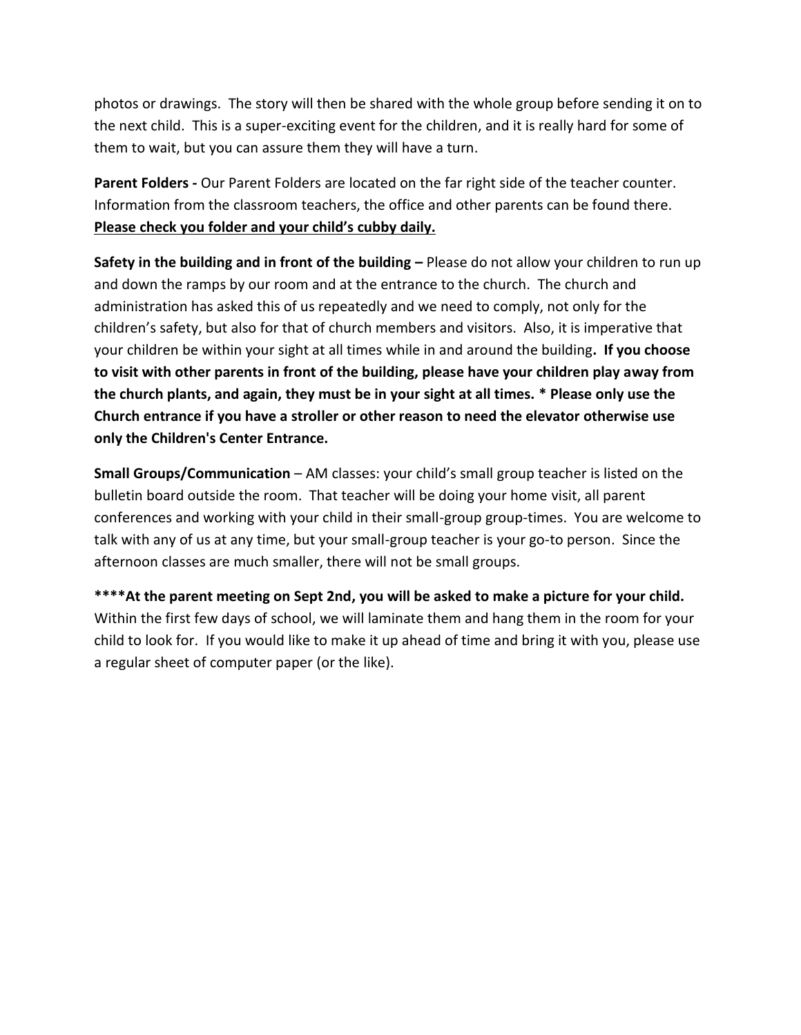photos or drawings. The story will then be shared with the whole group before sending it on to the next child. This is a super-exciting event for the children, and it is really hard for some of them to wait, but you can assure them they will have a turn.

**Parent Folders -** Our Parent Folders are located on the far right side of the teacher counter. Information from the classroom teachers, the office and other parents can be found there. **<u>Please check you folder and your child's cubby daily.</u>**

**Safety in the building and in front of the building –** Please do not allow your children to run up and down the ramps by our room and at the entrance to the church. The church and administration has asked this of us repeatedly and we need to comply, not only for the children's safety, but also for that of church members and visitors. Also, it is imperative that your children be within your sight at all times while in and around the building**. If you choose to visit with other parents in front of the building, please have your children play away from the church plants, and again, they must be in your sight at all times. * Please only use the Church entrance if you have a stroller or other reason to need the elevator otherwise use only the Children's Center Entrance.**

**Small Groups/Communication** – AM classes: your child's small group teacher is listed on the bulletin board outside the room. That teacher will be doing your home visit, all parent conferences and working with your child in their small-group group-times. You are welcome to talk with any of us at any time, but your small-group teacher is your go-to person. Since the afternoon classes are much smaller, there will not be small groups.

**\*\*\*\*At the parent meeting on Sept 2nd, you will be asked to make a picture for your child.** Within the first few days of school, we will laminate them and hang them in the room for your child to look for. If you would like to make it up ahead of time and bring it with you, please use a regular sheet of computer paper (or the like).